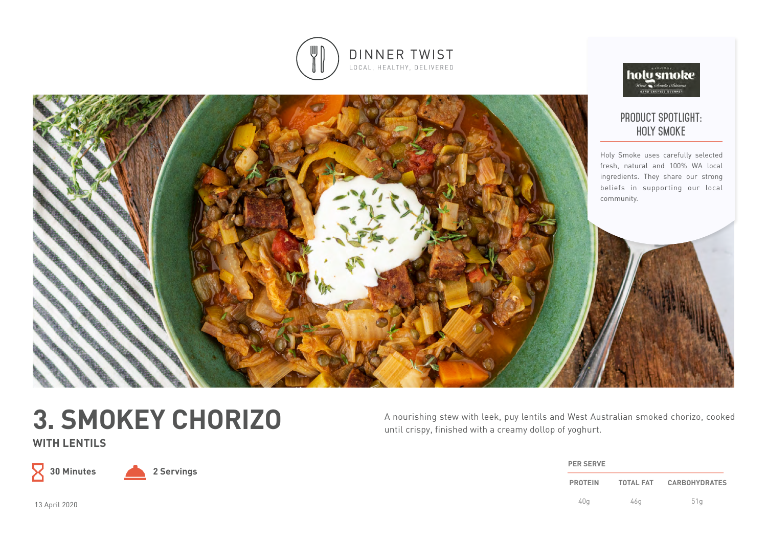DINNER TWIST

LOCAL, HEALTHY, DELIVERED

## PRODUCT SPOTLIGHT: HOLY SMOKE

Holy Smoke uses carefully selected fresh, natural and 100% WA local ingredients. They share our strong beliefs in supporting our local community.

# 3. SMOKEY CHORIZO

### WITH LENTILS

**30 Minutes** **2 Servings**

13 April 2020

A nourishing stew with leek, puy lentils and West Australian smoked chorizo, cooked until crispy, finished with a creamy dollop of yoghurt.

**PER SERVE**

| PROTEIN | TOTAL FAT | CARBOHYDRATES |
| --- | --- | --- |
| 40g | 46g | 51g |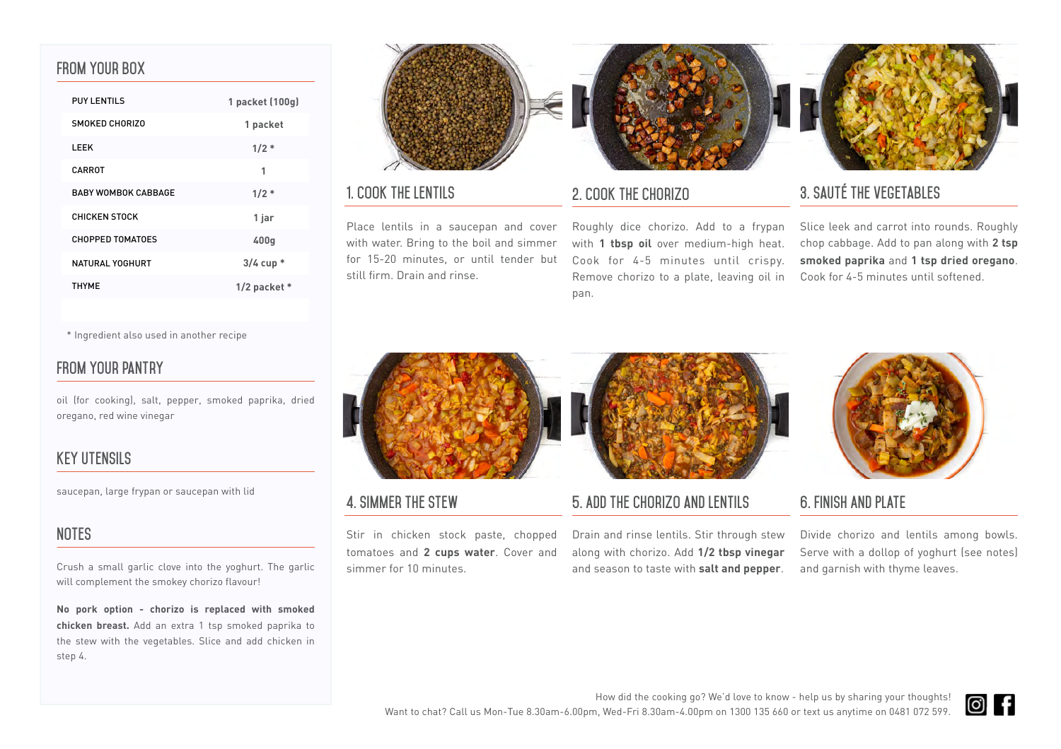## FROM YOUR BOX

| | |
|---|---|
| PUY LENTILS | 1 packet (100g) |
| SMOKED CHORIZO | 1 packet |
| LEEK | 1/2 * |
| CARROT | 1 |
| BABY WOMBOK CABBAGE | 1/2 * |
| CHICKEN STOCK | 1 jar |
| CHOPPED TOMATOES | 400g |
| NATURAL YOGHURT | 3/4 cup * |
| THYME | 1/2 packet * |

* Ingredient also used in another recipe

## FROM YOUR PANTRY

oil (for cooking), salt, pepper, smoked paprika, dried oregano, red wine vinegar

## KEY UTENSILS

saucepan, large frypan or saucepan with lid

## NOTES

Crush a small garlic clove into the yoghurt. The garlic will complement the smokey chorizo flavour!

**No pork option - chorizo is replaced with smoked chicken breast.** Add an extra 1 tsp smoked paprika to the stew with the vegetables. Slice and add chicken in step 4.

## 1. COOK THE LENTILS

Place lentils in a saucepan and cover with water. Bring to the boil and simmer for 15-20 minutes, or until tender but still firm. Drain and rinse.

## 2. COOK THE CHORIZO

Roughly dice chorizo. Add to a frypan with **1 tbsp oil** over medium-high heat. Cook for 4-5 minutes until crispy. Remove chorizo to a plate, leaving oil in pan.

## 3. SAUTÉ THE VEGETABLES

Slice leek and carrot into rounds. Roughly chop cabbage. Add to pan along with **2 tsp smoked paprika** and **1 tsp dried oregano**. Cook for 4-5 minutes until softened.

## 4. SIMMER THE STEW

Stir in chicken stock paste, chopped tomatoes and **2 cups water**. Cover and simmer for 10 minutes.

## 5. ADD THE CHORIZO AND LENTILS

Drain and rinse lentils. Stir through stew along with chorizo. Add **1/2 tbsp vinegar** and season to taste with **salt and pepper**.

## 6. FINISH AND PLATE

Divide chorizo and lentils among bowls. Serve with a dollop of yoghurt (see notes) and garnish with thyme leaves.

How did the cooking go? We'd love to know - help us by sharing your thoughts!
Want to chat? Call us Mon-Tue 8.30am-6.00pm, Wed-Fri 8.30am-4.00pm on 1300 135 660 or text us anytime on 0481 072 599.